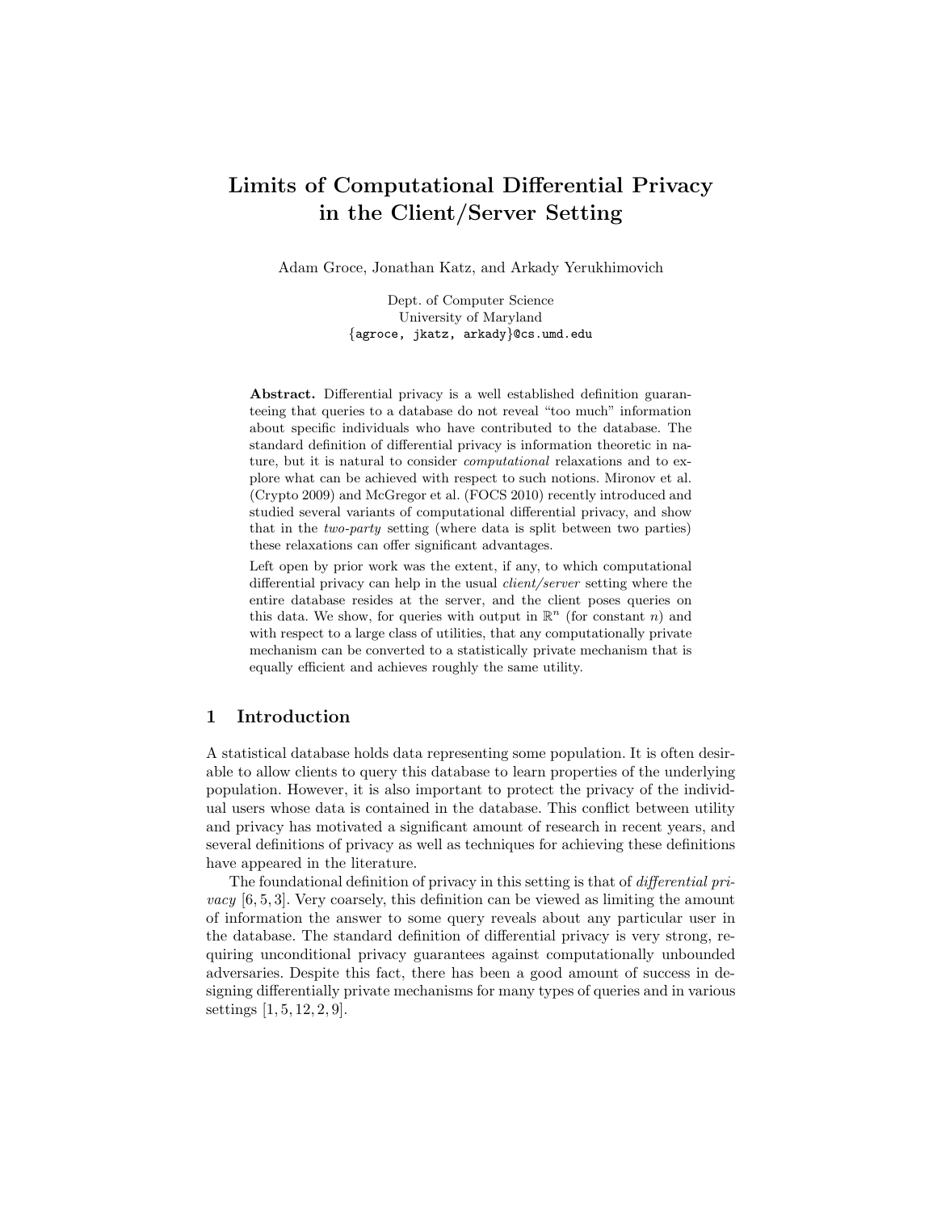# Limits of Computational Differential Privacy in the Client/Server Setting

Adam Groce, Jonathan Katz, and Arkady Yerukhimovich

Dept. of Computer Science
University of Maryland
{agroce, jkatz, arkady}@cs.umd.edu

**Abstract.** Differential privacy is a well established definition guaranteeing that queries to a database do not reveal "too much" information about specific individuals who have contributed to the database. The standard definition of differential privacy is information theoretic in nature, but it is natural to consider *computational* relaxations and to explore what can be achieved with respect to such notions. Mironov et al. (Crypto 2009) and McGregor et al. (FOCS 2010) recently introduced and studied several variants of computational differential privacy, and show that in the *two-party* setting (where data is split between two parties) these relaxations can offer significant advantages.

Left open by prior work was the extent, if any, to which computational differential privacy can help in the usual *client/server* setting where the entire database resides at the server, and the client poses queries on this data. We show, for queries with output in $\mathbb{R}^n$ (for constant $n$) and with respect to a large class of utilities, that any computationally private mechanism can be converted to a statistically private mechanism that is equally efficient and achieves roughly the same utility.

## 1 Introduction

A statistical database holds data representing some population. It is often desirable to allow clients to query this database to learn properties of the underlying population. However, it is also important to protect the privacy of the individual users whose data is contained in the database. This conflict between utility and privacy has motivated a significant amount of research in recent years, and several definitions of privacy as well as techniques for achieving these definitions have appeared in the literature.

The foundational definition of privacy in this setting is that of *differential privacy* [6, 5, 3]. Very coarsely, this definition can be viewed as limiting the amount of information the answer to some query reveals about any particular user in the database. The standard definition of differential privacy is very strong, requiring unconditional privacy guarantees against computationally unbounded adversaries. Despite this fact, there has been a good amount of success in designing differentially private mechanisms for many types of queries and in various settings [1, 5, 12, 2, 9].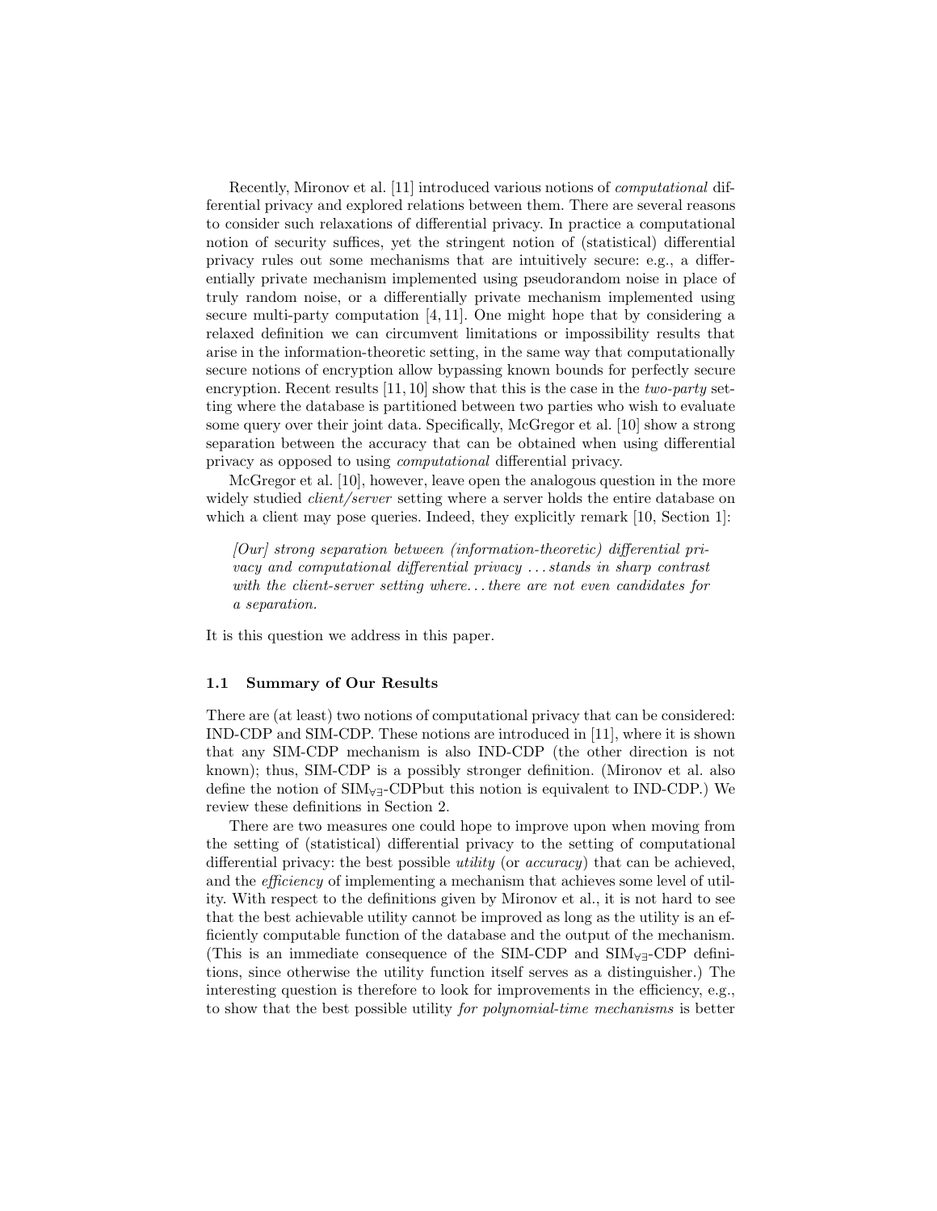Recently, Mironov et al. [11] introduced various notions of *computational* differential privacy and explored relations between them. There are several reasons to consider such relaxations of differential privacy. In practice a computational notion of security suffices, yet the stringent notion of (statistical) differential privacy rules out some mechanisms that are intuitively secure: e.g., a differentially private mechanism implemented using pseudorandom noise in place of truly random noise, or a differentially private mechanism implemented using secure multi-party computation [4, 11]. One might hope that by considering a relaxed definition we can circumvent limitations or impossibility results that arise in the information-theoretic setting, in the same way that computationally secure notions of encryption allow bypassing known bounds for perfectly secure encryption. Recent results [11, 10] show that this is the case in the *two-party* setting where the database is partitioned between two parties who wish to evaluate some query over their joint data. Specifically, McGregor et al. [10] show a strong separation between the accuracy that can be obtained when using differential privacy as opposed to using *computational* differential privacy.

McGregor et al. [10], however, leave open the analogous question in the more widely studied *client/server* setting where a server holds the entire database on which a client may pose queries. Indeed, they explicitly remark [10, Section 1]:

> *[Our] strong separation between (information-theoretic) differential privacy and computational differential privacy . . . stands in sharp contrast with the client-server setting where. . . there are not even candidates for a separation.*

It is this question we address in this paper.

### 1.1 Summary of Our Results

There are (at least) two notions of computational privacy that can be considered: IND-CDP and SIM-CDP. These notions are introduced in [11], where it is shown that any SIM-CDP mechanism is also IND-CDP (the other direction is not known); thus, SIM-CDP is a possibly stronger definition. (Mironov et al. also define the notion of SIM$_{\forall\exists}$-CDPbut this notion is equivalent to IND-CDP.) We review these definitions in Section 2.

There are two measures one could hope to improve upon when moving from the setting of (statistical) differential privacy to the setting of computational differential privacy: the best possible *utility* (or *accuracy*) that can be achieved, and the *efficiency* of implementing a mechanism that achieves some level of utility. With respect to the definitions given by Mironov et al., it is not hard to see that the best achievable utility cannot be improved as long as the utility is an efficiently computable function of the database and the output of the mechanism. (This is an immediate consequence of the SIM-CDP and SIM$_{\forall\exists}$-CDP definitions, since otherwise the utility function itself serves as a distinguisher.) The interesting question is therefore to look for improvements in the efficiency, e.g., to show that the best possible utility *for polynomial-time mechanisms* is better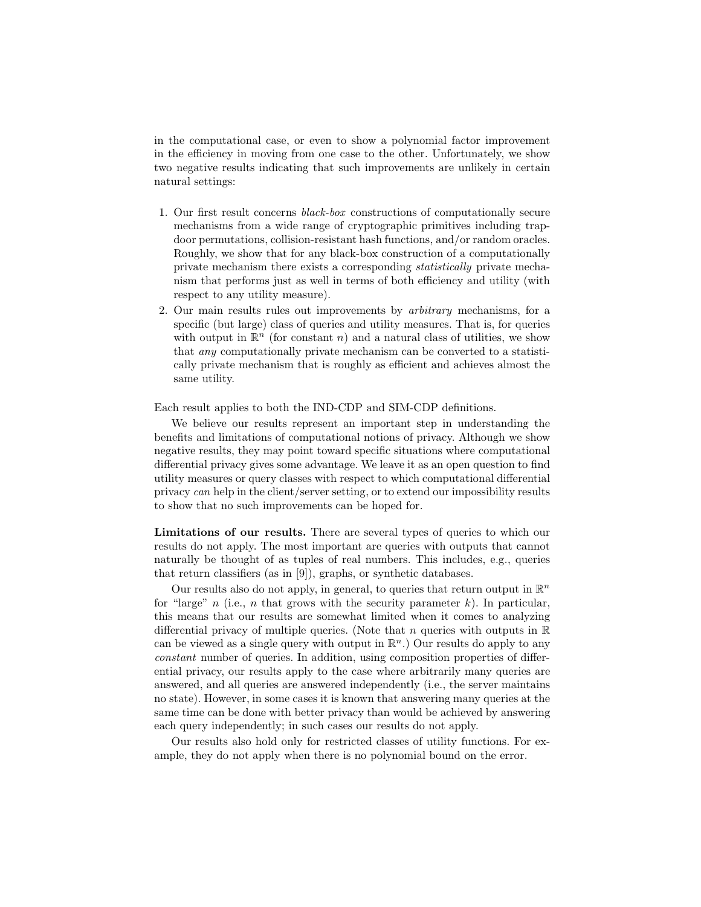in the computational case, or even to show a polynomial factor improvement in the efficiency in moving from one case to the other. Unfortunately, we show two negative results indicating that such improvements are unlikely in certain natural settings:

1. Our first result concerns *black-box* constructions of computationally secure mechanisms from a wide range of cryptographic primitives including trapdoor permutations, collision-resistant hash functions, and/or random oracles. Roughly, we show that for any black-box construction of a computationally private mechanism there exists a corresponding *statistically* private mechanism that performs just as well in terms of both efficiency and utility (with respect to any utility measure).
2. Our main results rules out improvements by *arbitrary* mechanisms, for a specific (but large) class of queries and utility measures. That is, for queries with output in $\mathbb{R}^n$ (for constant $n$) and a natural class of utilities, we show that *any* computationally private mechanism can be converted to a statistically private mechanism that is roughly as efficient and achieves almost the same utility.

Each result applies to both the IND-CDP and SIM-CDP definitions.

We believe our results represent an important step in understanding the benefits and limitations of computational notions of privacy. Although we show negative results, they may point toward specific situations where computational differential privacy gives some advantage. We leave it as an open question to find utility measures or query classes with respect to which computational differential privacy *can* help in the client/server setting, or to extend our impossibility results to show that no such improvements can be hoped for.

**Limitations of our results.** There are several types of queries to which our results do not apply. The most important are queries with outputs that cannot naturally be thought of as tuples of real numbers. This includes, e.g., queries that return classifiers (as in [9]), graphs, or synthetic databases.

Our results also do not apply, in general, to queries that return output in $\mathbb{R}^n$ for "large" $n$ (i.e., $n$ that grows with the security parameter $k$). In particular, this means that our results are somewhat limited when it comes to analyzing differential privacy of multiple queries. (Note that $n$ queries with outputs in $\mathbb{R}$ can be viewed as a single query with output in $\mathbb{R}^n$.) Our results do apply to any *constant* number of queries. In addition, using composition properties of differential privacy, our results apply to the case where arbitrarily many queries are answered, and all queries are answered independently (i.e., the server maintains no state). However, in some cases it is known that answering many queries at the same time can be done with better privacy than would be achieved by answering each query independently; in such cases our results do not apply.

Our results also hold only for restricted classes of utility functions. For example, they do not apply when there is no polynomial bound on the error.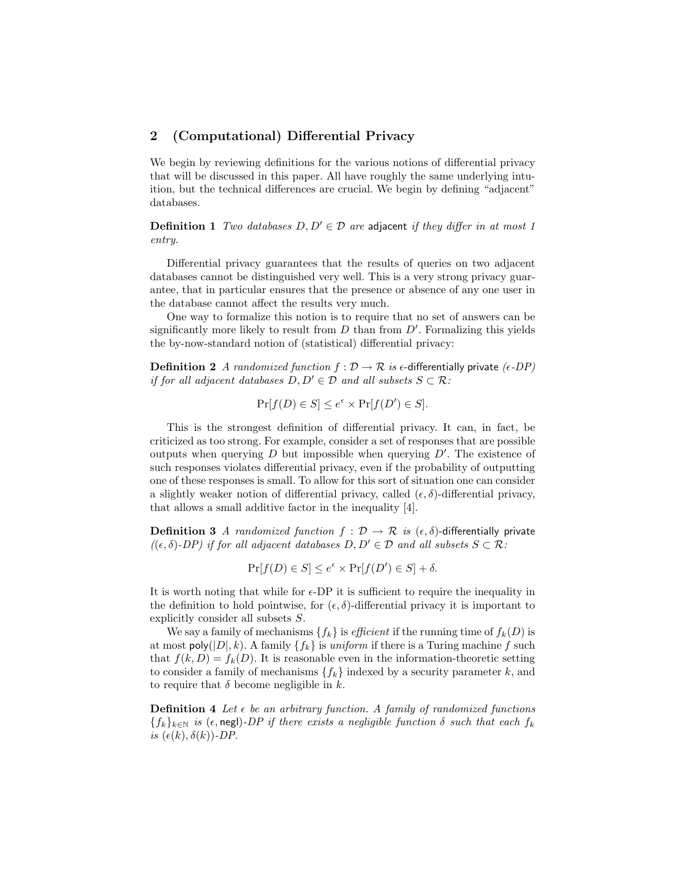## 2 (Computational) Differential Privacy

We begin by reviewing definitions for the various notions of differential privacy that will be discussed in this paper. All have roughly the same underlying intuition, but the technical differences are crucial. We begin by defining "adjacent" databases.

**Definition 1** *Two databases $D, D' \in \mathcal{D}$ are* adjacent *if they differ in at most 1 entry.*

Differential privacy guarantees that the results of queries on two adjacent databases cannot be distinguished very well. This is a very strong privacy guarantee, that in particular ensures that the presence or absence of any one user in the database cannot affect the results very much.

One way to formalize this notion is to require that no set of answers can be significantly more likely to result from $D$ than from $D'$. Formalizing this yields the by-now-standard notion of (statistical) differential privacy:

**Definition 2** *A randomized function $f : \mathcal{D} \to \mathcal{R}$ is* $\epsilon$-differentially private *($\epsilon$-DP) if for all adjacent databases $D, D' \in \mathcal{D}$ and all subsets $S \subset \mathcal{R}$:*

$$\Pr[f(D) \in S] \leq e^{\epsilon} \times \Pr[f(D') \in S].$$

This is the strongest definition of differential privacy. It can, in fact, be criticized as too strong. For example, consider a set of responses that are possible outputs when querying $D$ but impossible when querying $D'$. The existence of such responses violates differential privacy, even if the probability of outputting one of these responses is small. To allow for this sort of situation one can consider a slightly weaker notion of differential privacy, called $(\epsilon, \delta)$-differential privacy, that allows a small additive factor in the inequality [4].

**Definition 3** *A randomized function $f : \mathcal{D} \to \mathcal{R}$ is* $(\epsilon, \delta)$-differentially private *($(\epsilon, \delta)$-DP) if for all adjacent databases $D, D' \in \mathcal{D}$ and all subsets $S \subset \mathcal{R}$:*

$$\Pr[f(D) \in S] \leq e^{\epsilon} \times \Pr[f(D') \in S] + \delta.$$

It is worth noting that while for $\epsilon$-DP it is sufficient to require the inequality in the definition to hold pointwise, for $(\epsilon, \delta)$-differential privacy it is important to explicitly consider all subsets $S$.

We say a family of mechanisms $\{f_k\}$ is *efficient* if the running time of $f_k(D)$ is at most $\mathsf{poly}(|D|, k)$. A family $\{f_k\}$ is *uniform* if there is a Turing machine $f$ such that $f(k, D) = f_k(D)$. It is reasonable even in the information-theoretic setting to consider a family of mechanisms $\{f_k\}$ indexed by a security parameter $k$, and to require that $\delta$ become negligible in $k$.

**Definition 4** *Let $\epsilon$ be an arbitrary function. A family of randomized functions $\{f_k\}_{k \in \mathbb{N}}$ is $(\epsilon, \mathsf{negl})$-DP if there exists a negligible function $\delta$ such that each $f_k$ is $(\epsilon(k), \delta(k))$-DP.*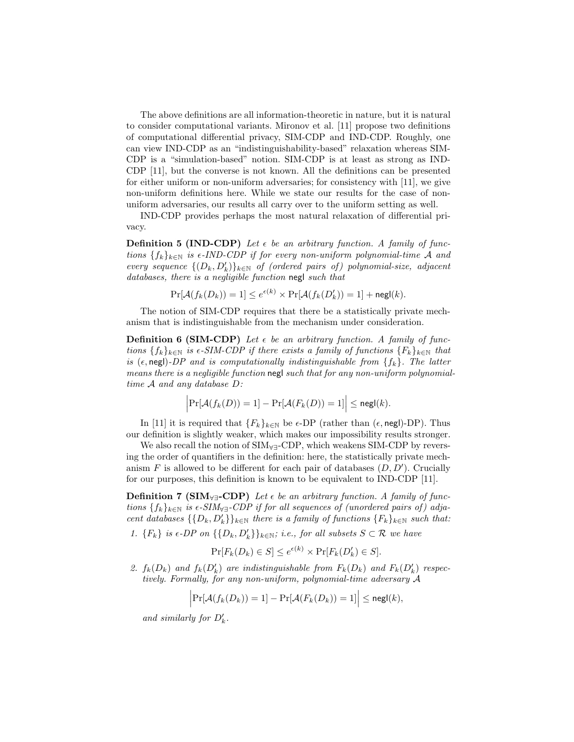The above definitions are all information-theoretic in nature, but it is natural to consider computational variants. Mironov et al. [11] propose two definitions of computational differential privacy, SIM-CDP and IND-CDP. Roughly, one can view IND-CDP as an "indistinguishability-based" relaxation whereas SIM-CDP is a "simulation-based" notion. SIM-CDP is at least as strong as IND-CDP [11], but the converse is not known. All the definitions can be presented for either uniform or non-uniform adversaries; for consistency with [11], we give non-uniform definitions here. While we state our results for the case of non-uniform adversaries, our results all carry over to the uniform setting as well.

IND-CDP provides perhaps the most natural relaxation of differential privacy.

**Definition 5 (IND-CDP)** *Let $\epsilon$ be an arbitrary function. A family of functions $\{f_k\}_{k\in\mathbb{N}}$ is $\epsilon$-IND-CDP if for every non-uniform polynomial-time $\mathcal{A}$ and every sequence $\{(D_k, D'_k)\}_{k\in\mathbb{N}}$ of (ordered pairs of) polynomial-size, adjacent databases, there is a negligible function* negl *such that*

$$\Pr[\mathcal{A}(f_k(D_k)) = 1] \leq e^{\epsilon(k)} \times \Pr[\mathcal{A}(f_k(D'_k)) = 1] + \mathsf{negl}(k).$$

The notion of SIM-CDP requires that there be a statistically private mechanism that is indistinguishable from the mechanism under consideration.

**Definition 6 (SIM-CDP)** *Let $\epsilon$ be an arbitrary function. A family of functions $\{f_k\}_{k\in\mathbb{N}}$ is $\epsilon$-SIM-CDP if there exists a family of functions $\{F_k\}_{k\in\mathbb{N}}$ that is $(\epsilon, \mathsf{negl})$-DP and is computationally indistinguishable from $\{f_k\}$. The latter means there is a negligible function* negl *such that for any non-uniform polynomial-time $\mathcal{A}$ and any database $D$:*

$$\Big|\Pr[\mathcal{A}(f_k(D)) = 1] - \Pr[\mathcal{A}(F_k(D)) = 1]\Big| \leq \mathsf{negl}(k).$$

In [11] it is required that $\{F_k\}_{k\in\mathbb{N}}$ be $\epsilon$-DP (rather than $(\epsilon, \mathsf{negl})$-DP). Thus our definition is slightly weaker, which makes our impossibility results stronger.

We also recall the notion of $\text{SIM}_{\forall\exists}$-CDP, which weakens SIM-CDP by reversing the order of quantifiers in the definition: here, the statistically private mechanism $F$ is allowed to be different for each pair of databases $(D, D')$. Crucially for our purposes, this definition is known to be equivalent to IND-CDP [11].

**Definition 7 ($\text{SIM}_{\forall\exists}$-CDP)** *Let $\epsilon$ be an arbitrary function. A family of functions $\{f_k\}_{k\in\mathbb{N}}$ is $\epsilon$-$\text{SIM}_{\forall\exists}$-CDP if for all sequences of (unordered pairs of) adjacent databases $\{\{D_k, D'_k\}\}_{k\in\mathbb{N}}$ there is a family of functions $\{F_k\}_{k\in\mathbb{N}}$ such that:*

1. *$\{F_k\}$ is $\epsilon$-DP on $\{\{D_k, D'_k\}\}_{k\in\mathbb{N}}$; i.e., for all subsets $S \subset \mathcal{R}$ we have*

$$\Pr[F_k(D_k) \in S] \leq e^{\epsilon(k)} \times \Pr[F_k(D'_k) \in S].$$

2. *$f_k(D_k)$ and $f_k(D'_k)$ are indistinguishable from $F_k(D_k)$ and $F_k(D'_k)$ respectively. Formally, for any non-uniform, polynomial-time adversary $\mathcal{A}$*

$$\Big|\Pr[\mathcal{A}(f_k(D_k)) = 1] - \Pr[\mathcal{A}(F_k(D_k)) = 1]\Big| \leq \mathsf{negl}(k),$$

*and similarly for $D'_k$.*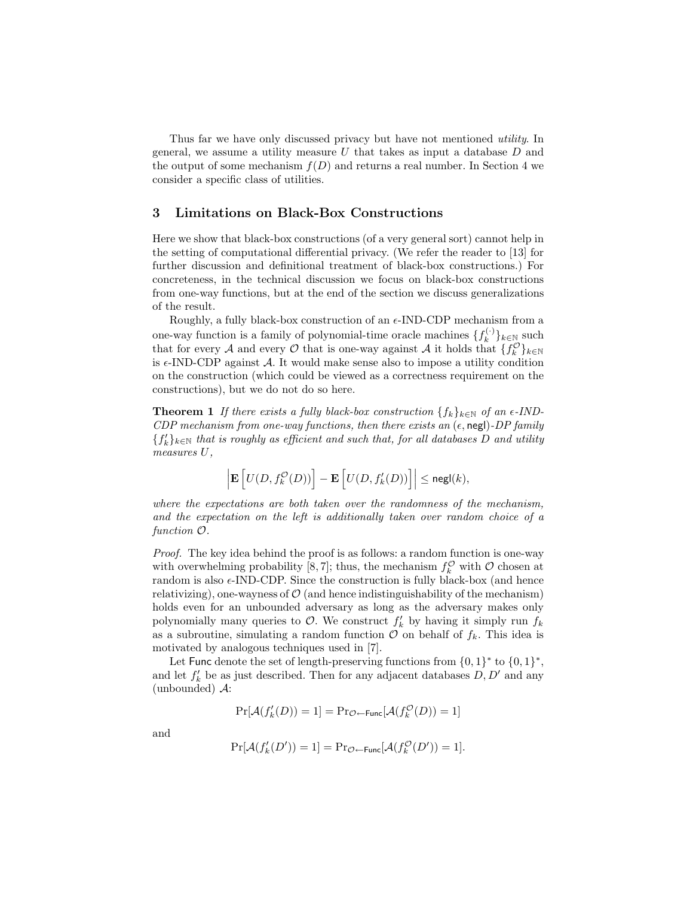Thus far we have only discussed privacy but have not mentioned *utility*. In general, we assume a utility measure $U$ that takes as input a database $D$ and the output of some mechanism $f(D)$ and returns a real number. In Section 4 we consider a specific class of utilities.

## 3 Limitations on Black-Box Constructions

Here we show that black-box constructions (of a very general sort) cannot help in the setting of computational differential privacy. (We refer the reader to [13] for further discussion and definitional treatment of black-box constructions.) For concreteness, in the technical discussion we focus on black-box constructions from one-way functions, but at the end of the section we discuss generalizations of the result.

Roughly, a fully black-box construction of an $\epsilon$-IND-CDP mechanism from a one-way function is a family of polynomial-time oracle machines $\{f_k^{(\cdot)}\}_{k\in\mathbb{N}}$ such that for every $\mathcal{A}$ and every $\mathcal{O}$ that is one-way against $\mathcal{A}$ it holds that $\{f_k^{\mathcal{O}}\}_{k\in\mathbb{N}}$ is $\epsilon$-IND-CDP against $\mathcal{A}$. It would make sense also to impose a utility condition on the construction (which could be viewed as a correctness requirement on the constructions), but we do not do so here.

**Theorem 1** *If there exists a fully black-box construction $\{f_k\}_{k\in\mathbb{N}}$ of an $\epsilon$-IND-CDP mechanism from one-way functions, then there exists an $(\epsilon, \mathsf{negl})$-DP family $\{f'_k\}_{k\in\mathbb{N}}$ that is roughly as efficient and such that, for all databases $D$ and utility measures $U$,*

$$\left|\mathbf{E}\left[U(D, f_k^{\mathcal{O}}(D))\right] - \mathbf{E}\left[U(D, f'_k(D))\right]\right| \leq \mathsf{negl}(k),$$

*where the expectations are both taken over the randomness of the mechanism, and the expectation on the left is additionally taken over random choice of a function $\mathcal{O}$.*

*Proof.* The key idea behind the proof is as follows: a random function is one-way with overwhelming probability [8, 7]; thus, the mechanism $f_k^{\mathcal{O}}$ with $\mathcal{O}$ chosen at random is also $\epsilon$-IND-CDP. Since the construction is fully black-box (and hence relativizing), one-wayness of $\mathcal{O}$ (and hence indistinguishability of the mechanism) holds even for an unbounded adversary as long as the adversary makes only polynomially many queries to $\mathcal{O}$. We construct $f'_k$ by having it simply run $f_k$ as a subroutine, simulating a random function $\mathcal{O}$ on behalf of $f_k$. This idea is motivated by analogous techniques used in [7].

Let $\mathsf{Func}$ denote the set of length-preserving functions from $\{0,1\}^*$ to $\{0,1\}^*$, and let $f'_k$ be as just described. Then for any adjacent databases $D, D'$ and any (unbounded) $\mathcal{A}$:

$$\Pr[\mathcal{A}(f'_k(D)) = 1] = \Pr_{\mathcal{O}\leftarrow\mathsf{Func}}[\mathcal{A}(f_k^{\mathcal{O}}(D)) = 1]$$

and

$$\Pr[\mathcal{A}(f'_k(D')) = 1] = \Pr_{\mathcal{O}\leftarrow\mathsf{Func}}[\mathcal{A}(f_k^{\mathcal{O}}(D')) = 1].$$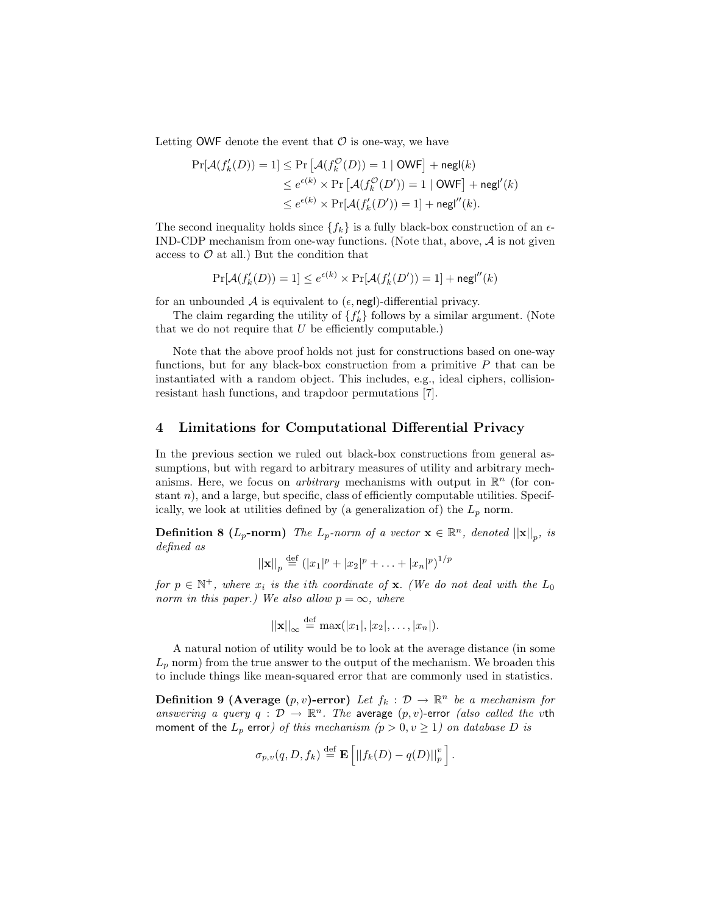Letting $\mathsf{OWF}$ denote the event that $\mathcal{O}$ is one-way, we have

$$
\begin{aligned}
\Pr[\mathcal{A}(f'_k(D)) = 1] &\leq \Pr\left[\mathcal{A}(f_k^{\mathcal{O}}(D)) = 1 \mid \mathsf{OWF}\right] + \mathsf{negl}(k) \\
&\leq e^{\epsilon(k)} \times \Pr\left[\mathcal{A}(f_k^{\mathcal{O}}(D')) = 1 \mid \mathsf{OWF}\right] + \mathsf{negl}'(k) \\
&\leq e^{\epsilon(k)} \times \Pr[\mathcal{A}(f'_k(D')) = 1] + \mathsf{negl}''(k).
\end{aligned}
$$

The second inequality holds since $\{f_k\}$ is a fully black-box construction of an $\epsilon$-IND-CDP mechanism from one-way functions. (Note that, above, $\mathcal{A}$ is not given access to $\mathcal{O}$ at all.) But the condition that

$$\Pr[\mathcal{A}(f'_k(D)) = 1] \leq e^{\epsilon(k)} \times \Pr[\mathcal{A}(f'_k(D')) = 1] + \mathsf{negl}''(k)$$

for an unbounded $\mathcal{A}$ is equivalent to $(\epsilon, \mathsf{negl})$-differential privacy.

The claim regarding the utility of $\{f'_k\}$ follows by a similar argument. (Note that we do not require that $U$ be efficiently computable.)

Note that the above proof holds not just for constructions based on one-way functions, but for any black-box construction from a primitive $P$ that can be instantiated with a random object. This includes, e.g., ideal ciphers, collision-resistant hash functions, and trapdoor permutations [7].

## 4 Limitations for Computational Differential Privacy

In the previous section we ruled out black-box constructions from general assumptions, but with regard to arbitrary measures of utility and arbitrary mechanisms. Here, we focus on *arbitrary* mechanisms with output in $\mathbb{R}^n$ (for constant $n$), and a large, but specific, class of efficiently computable utilities. Specifically, we look at utilities defined by (a generalization of) the $L_p$ norm.

**Definition 8 ($L_p$-norm)** *The $L_p$-norm of a vector $\mathbf{x} \in \mathbb{R}^n$, denoted $||\mathbf{x}||_p$, is defined as*

$$||\mathbf{x}||_p \stackrel{\text{def}}{=} (|x_1|^p + |x_2|^p + \ldots + |x_n|^p)^{1/p}$$

*for $p \in \mathbb{N}^+$, where $x_i$ is the $i$th coordinate of $\mathbf{x}$. (We do not deal with the $L_0$ norm in this paper.) We also allow $p = \infty$, where*

$$||\mathbf{x}||_\infty \stackrel{\text{def}}{=} \max(|x_1|, |x_2|, \ldots, |x_n|).$$

A natural notion of utility would be to look at the average distance (in some $L_p$ norm) from the true answer to the output of the mechanism. We broaden this to include things like mean-squared error that are commonly used in statistics.

**Definition 9 (Average $(p, v)$-error)** *Let $f_k : \mathcal{D} \to \mathbb{R}^n$ be a mechanism for answering a query $q : \mathcal{D} \to \mathbb{R}^n$. The* average $(p, v)$-error *(also called the $v$*th moment of the $L_p$ error*) of this mechanism ($p > 0, v \geq 1$) on database $D$ is*

$$\sigma_{p,v}(q, D, f_k) \stackrel{\text{def}}{=} \mathbf{E}\left[||f_k(D) - q(D)||_p^v\right].$$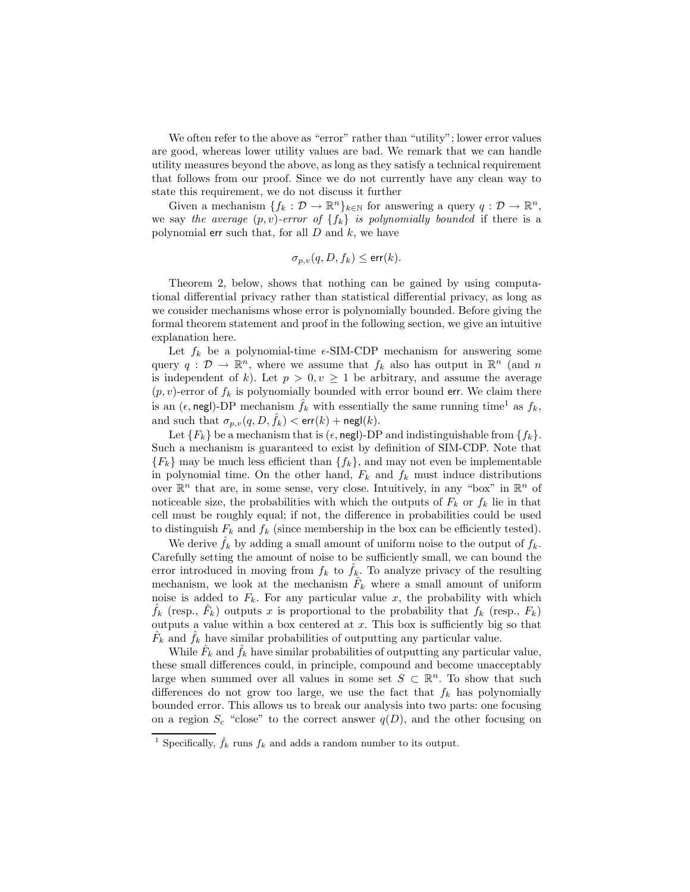We often refer to the above as "error" rather than "utility"; lower error values are good, whereas lower utility values are bad. We remark that we can handle utility measures beyond the above, as long as they satisfy a technical requirement that follows from our proof. Since we do not currently have any clean way to state this requirement, we do not discuss it further

Given a mechanism $\{f_k : \mathcal{D} \to \mathbb{R}^n\}_{k \in \mathbb{N}}$ for answering a query $q : \mathcal{D} \to \mathbb{R}^n$, we say *the average $(p, v)$-error of $\{f_k\}$ is polynomially bounded* if there is a polynomial $\mathsf{err}$ such that, for all $D$ and $k$, we have

$$\sigma_{p,v}(q, D, f_k) \leq \mathsf{err}(k).$$

Theorem 2, below, shows that nothing can be gained by using computational differential privacy rather than statistical differential privacy, as long as we consider mechanisms whose error is polynomially bounded. Before giving the formal theorem statement and proof in the following section, we give an intuitive explanation here.

Let $f_k$ be a polynomial-time $\epsilon$-SIM-CDP mechanism for answering some query $q : \mathcal{D} \to \mathbb{R}^n$, where we assume that $f_k$ also has output in $\mathbb{R}^n$ (and $n$ is independent of $k$). Let $p > 0, v \geq 1$ be arbitrary, and assume the average $(p, v)$-error of $f_k$ is polynomially bounded with error bound $\mathsf{err}$. We claim there is an $(\epsilon, \mathsf{negl})$-DP mechanism $\hat{f}_k$ with essentially the same running time[1] as $f_k$, and such that $\sigma_{p,v}(q, D, \hat{f}_k) < \mathsf{err}(k) + \mathsf{negl}(k)$.

Let $\{F_k\}$ be a mechanism that is $(\epsilon, \mathsf{negl})$-DP and indistinguishable from $\{f_k\}$. Such a mechanism is guaranteed to exist by definition of SIM-CDP. Note that $\{F_k\}$ may be much less efficient than $\{f_k\}$, and may not even be implementable in polynomial time. On the other hand, $F_k$ and $f_k$ must induce distributions over $\mathbb{R}^n$ that are, in some sense, very close. Intuitively, in any "box" in $\mathbb{R}^n$ of noticeable size, the probabilities with which the outputs of $F_k$ or $f_k$ lie in that cell must be roughly equal; if not, the difference in probabilities could be used to distinguish $F_k$ and $f_k$ (since membership in the box can be efficiently tested).

We derive $\hat{f}_k$ by adding a small amount of uniform noise to the output of $f_k$. Carefully setting the amount of noise to be sufficiently small, we can bound the error introduced in moving from $f_k$ to $\hat{f}_k$. To analyze privacy of the resulting mechanism, we look at the mechanism $\hat{F}_k$ where a small amount of uniform noise is added to $F_k$. For any particular value $x$, the probability with which $\hat{f}_k$ (resp., $\hat{F}_k$) outputs $x$ is proportional to the probability that $f_k$ (resp., $F_k$) outputs a value within a box centered at $x$. This box is sufficiently big so that $\hat{F}_k$ and $\hat{f}_k$ have similar probabilities of outputting any particular value.

While $\hat{F}_k$ and $\hat{f}_k$ have similar probabilities of outputting any particular value, these small differences could, in principle, compound and become unacceptably large when summed over all values in some set $S \subset \mathbb{R}^n$. To show that such differences do not grow too large, we use the fact that $f_k$ has polynomially bounded error. This allows us to break our analysis into two parts: one focusing on a region $S_c$ "close" to the correct answer $q(D)$, and the other focusing on

[1] Specifically, $\hat{f}_k$ runs $f_k$ and adds a random number to its output.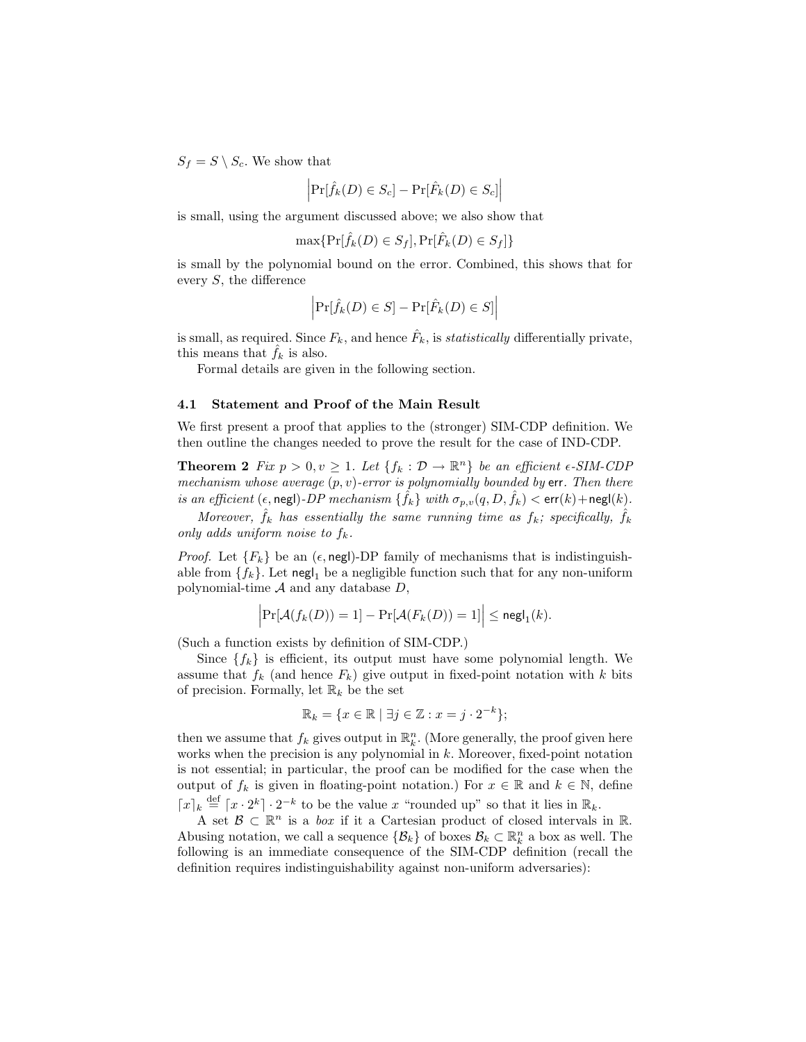$S_f = S \setminus S_c$. We show that

$$\left|\Pr[\hat{f}_k(D) \in S_c] - \Pr[\hat{F}_k(D) \in S_c]\right|$$

is small, using the argument discussed above; we also show that

$$\max\{\Pr[\hat{f}_k(D) \in S_f], \Pr[\hat{F}_k(D) \in S_f]\}$$

is small by the polynomial bound on the error. Combined, this shows that for every $S$, the difference

$$\left|\Pr[\hat{f}_k(D) \in S] - \Pr[\hat{F}_k(D) \in S]\right|$$

is small, as required. Since $F_k$, and hence $\hat{F}_k$, is *statistically* differentially private, this means that $\hat{f}_k$ is also.

Formal details are given in the following section.

### 4.1 Statement and Proof of the Main Result

We first present a proof that applies to the (stronger) SIM-CDP definition. We then outline the changes needed to prove the result for the case of IND-CDP.

**Theorem 2** *Fix $p > 0, v \geq 1$. Let $\{f_k : \mathcal{D} \to \mathbb{R}^n\}$ be an efficient $\epsilon$-SIM-CDP mechanism whose average $(p, v)$-error is polynomially bounded by* $\mathsf{err}$*. Then there is an efficient $(\epsilon, \mathsf{negl})$-DP mechanism $\{\hat{f}_k\}$ with $\sigma_{p,v}(q, D, \hat{f}_k) < \mathsf{err}(k) + \mathsf{negl}(k)$.*

*Moreover, $\hat{f}_k$ has essentially the same running time as $f_k$; specifically, $\hat{f}_k$ only adds uniform noise to $f_k$.*

*Proof.* Let $\{F_k\}$ be an $(\epsilon, \mathsf{negl})$-DP family of mechanisms that is indistinguishable from $\{f_k\}$. Let $\mathsf{negl}_1$ be a negligible function such that for any non-uniform polynomial-time $\mathcal{A}$ and any database $D$,

$$\left|\Pr[\mathcal{A}(f_k(D)) = 1] - \Pr[\mathcal{A}(F_k(D)) = 1]\right| \leq \mathsf{negl}_1(k).$$

(Such a function exists by definition of SIM-CDP.)

Since $\{f_k\}$ is efficient, its output must have some polynomial length. We assume that $f_k$ (and hence $F_k$) give output in fixed-point notation with $k$ bits of precision. Formally, let $\mathbb{R}_k$ be the set

$$\mathbb{R}_k = \{x \in \mathbb{R} \mid \exists j \in \mathbb{Z} : x = j \cdot 2^{-k}\};$$

then we assume that $f_k$ gives output in $\mathbb{R}_k^n$. (More generally, the proof given here works when the precision is any polynomial in $k$. Moreover, fixed-point notation is not essential; in particular, the proof can be modified for the case when the output of $f_k$ is given in floating-point notation.) For $x \in \mathbb{R}$ and $k \in \mathbb{N}$, define $\lceil x \rfloor_k \stackrel{\text{def}}{=} \lceil x \cdot 2^k \rceil \cdot 2^{-k}$ to be the value $x$ "rounded up" so that it lies in $\mathbb{R}_k$.

A set $\mathcal{B} \subset \mathbb{R}^n$ is a *box* if it a Cartesian product of closed intervals in $\mathbb{R}$. Abusing notation, we call a sequence $\{\mathcal{B}_k\}$ of boxes $\mathcal{B}_k \subset \mathbb{R}_k^n$ a box as well. The following is an immediate consequence of the SIM-CDP definition (recall the definition requires indistinguishability against non-uniform adversaries):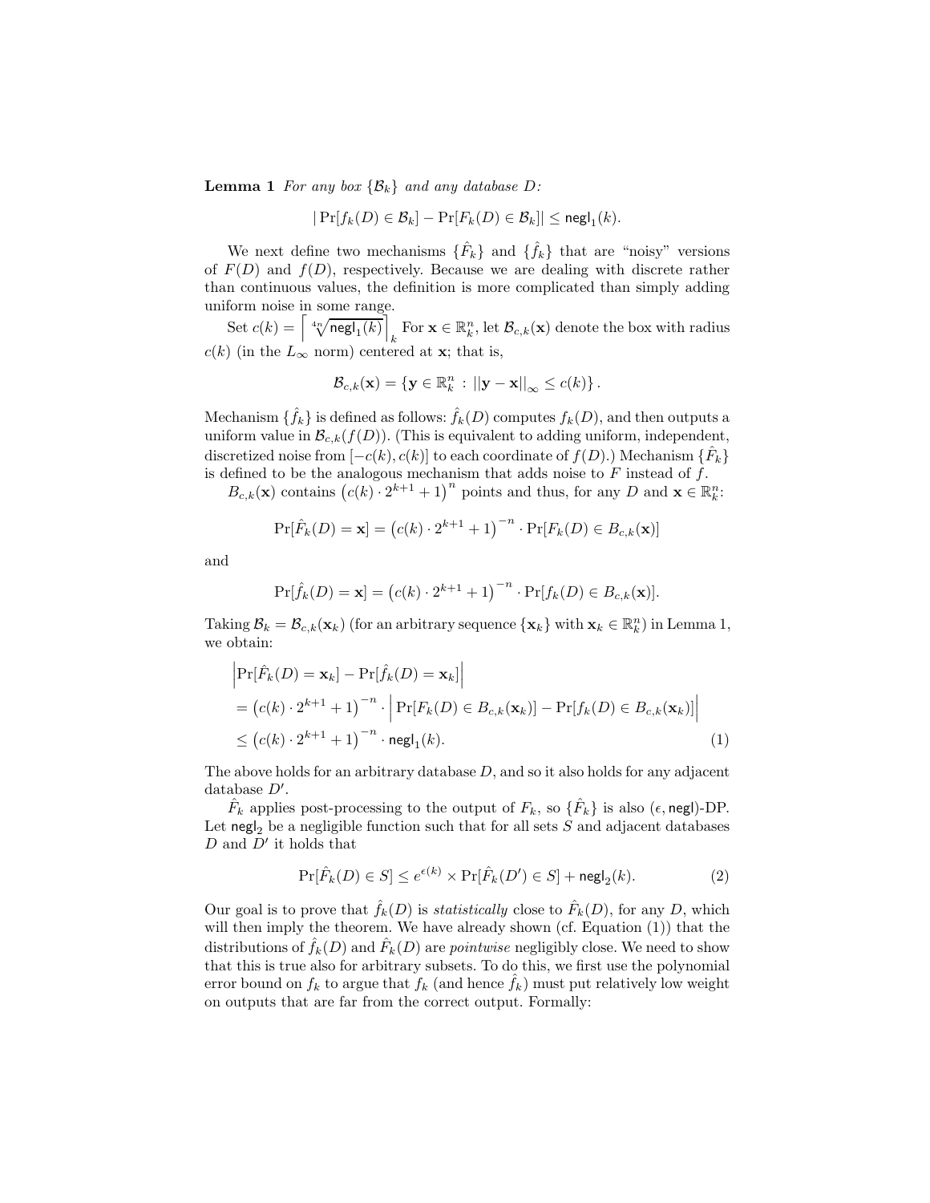**Lemma 1** *For any box* $\{\mathcal{B}_k\}$ *and any database* $D$*:*

$$|\Pr[f_k(D) \in \mathcal{B}_k] - \Pr[F_k(D) \in \mathcal{B}_k]| \leq \mathsf{negl}_1(k).$$

We next define two mechanisms $\{\hat{F}_k\}$ and $\{\hat{f}_k\}$ that are "noisy" versions of $F(D)$ and $f(D)$, respectively. Because we are dealing with discrete rather than continuous values, the definition is more complicated than simply adding uniform noise in some range.

Set $c(k) = \left\lceil \sqrt[4n]{\mathsf{negl}_1(k)} \right\rceil_k$. For $\mathbf{x} \in \mathbb{R}_k^n$, let $\mathcal{B}_{c,k}(\mathbf{x})$ denote the box with radius $c(k)$ (in the $L_\infty$ norm) centered at $\mathbf{x}$; that is,

$$\mathcal{B}_{c,k}(\mathbf{x}) = \left\{ \mathbf{y} \in \mathbb{R}_k^n \,:\, ||\mathbf{y} - \mathbf{x}||_\infty \leq c(k) \right\}.$$

Mechanism $\{\hat{f}_k\}$ is defined as follows: $\hat{f}_k(D)$ computes $f_k(D)$, and then outputs a uniform value in $\mathcal{B}_{c,k}(f(D))$. (This is equivalent to adding uniform, independent, discretized noise from $[-c(k), c(k)]$ to each coordinate of $f(D)$.) Mechanism $\{\hat{F}_k\}$ is defined to be the analogous mechanism that adds noise to $F$ instead of $f$.

$B_{c,k}(\mathbf{x})$ contains $\left(c(k) \cdot 2^{k+1} + 1\right)^n$ points and thus, for any $D$ and $\mathbf{x} \in \mathbb{R}_k^n$:

$$\Pr[\hat{F}_k(D) = \mathbf{x}] = \left(c(k) \cdot 2^{k+1} + 1\right)^{-n} \cdot \Pr[F_k(D) \in B_{c,k}(\mathbf{x})]$$

and

$$\Pr[\hat{f}_k(D) = \mathbf{x}] = \left(c(k) \cdot 2^{k+1} + 1\right)^{-n} \cdot \Pr[f_k(D) \in B_{c,k}(\mathbf{x})].$$

Taking $\mathcal{B}_k = \mathcal{B}_{c,k}(\mathbf{x}_k)$ (for an arbitrary sequence $\{\mathbf{x}_k\}$ with $\mathbf{x}_k \in \mathbb{R}_k^n$) in Lemma 1, we obtain:

$$\begin{aligned}
&\left|\Pr[\hat{F}_k(D) = \mathbf{x}_k] - \Pr[\hat{f}_k(D) = \mathbf{x}_k]\right| \\
&= \left(c(k) \cdot 2^{k+1} + 1\right)^{-n} \cdot \left| \Pr[F_k(D) \in B_{c,k}(\mathbf{x}_k)] - \Pr[f_k(D) \in B_{c,k}(\mathbf{x}_k)]\right| \\
&\leq \left(c(k) \cdot 2^{k+1} + 1\right)^{-n} \cdot \mathsf{negl}_1(k). \qquad (1)
\end{aligned}$$

The above holds for an arbitrary database $D$, and so it also holds for any adjacent database $D'$.

$\hat{F}_k$ applies post-processing to the output of $F_k$, so $\{\hat{F}_k\}$ is also $(\epsilon, \mathsf{negl})$-DP. Let $\mathsf{negl}_2$ be a negligible function such that for all sets $S$ and adjacent databases $D$ and $D'$ it holds that

$$\Pr[\hat{F}_k(D) \in S] \leq e^{\epsilon(k)} \times \Pr[\hat{F}_k(D') \in S] + \mathsf{negl}_2(k). \qquad (2)$$

Our goal is to prove that $\hat{f}_k(D)$ is *statistically* close to $\hat{F}_k(D)$, for any $D$, which will then imply the theorem. We have already shown (cf. Equation (1)) that the distributions of $\hat{f}_k(D)$ and $\hat{F}_k(D)$ are *pointwise* negligibly close. We need to show that this is true also for arbitrary subsets. To do this, we first use the polynomial error bound on $f_k$ to argue that $f_k$ (and hence $\hat{f}_k$) must put relatively low weight on outputs that are far from the correct output. Formally: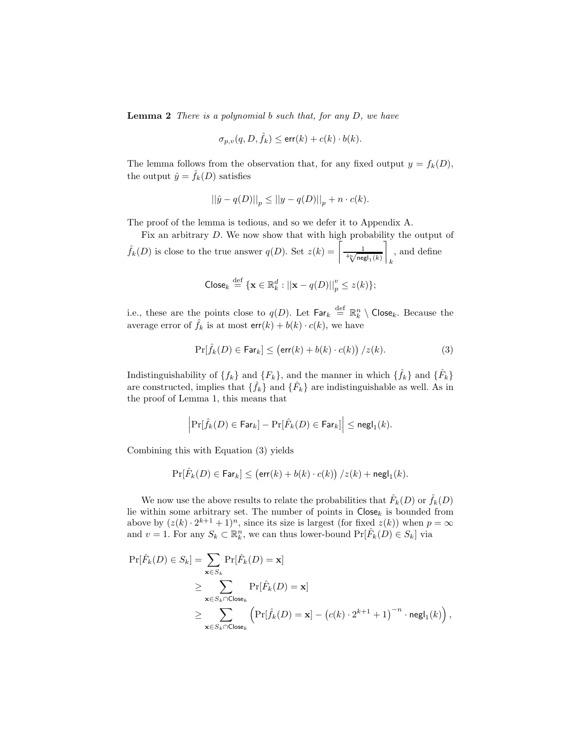**Lemma 2** *There is a polynomial $b$ such that, for any $D$, we have*

$$\sigma_{p,v}(q, D, \hat{f}_k) \leq \mathsf{err}(k) + c(k) \cdot b(k).$$

The lemma follows from the observation that, for any fixed output $y = f_k(D)$, the output $\hat{y} = \hat{f}_k(D)$ satisfies

$$||\hat{y} - q(D)||_p \leq ||y - q(D)||_p + n \cdot c(k).$$

The proof of the lemma is tedious, and so we defer it to Appendix A.

Fix an arbitrary $D$. We now show that with high probability the output of $\hat{f}_k(D)$ is close to the true answer $q(D)$. Set $z(k) = \left\lceil \frac{1}{\sqrt[4n]{\mathsf{negl}_1(k)}} \right\rceil_k$, and define

$$\mathsf{Close}_k \stackrel{\text{def}}{=} \{\mathbf{x} \in \mathbb{R}_k^d : ||\mathbf{x} - q(D)||_p^v \leq z(k)\};$$

i.e., these are the points close to $q(D)$. Let $\mathsf{Far}_k \stackrel{\text{def}}{=} \mathbb{R}_k^n \setminus \mathsf{Close}_k$. Because the average error of $\hat{f}_k$ is at most $\mathsf{err}(k) + b(k) \cdot c(k)$, we have

$$\Pr[\hat{f}_k(D) \in \mathsf{Far}_k] \leq \left(\mathsf{err}(k) + b(k) \cdot c(k)\right) / z(k). \tag{3}$$

Indistinguishability of $\{f_k\}$ and $\{F_k\}$, and the manner in which $\{\hat{f}_k\}$ and $\{\hat{F}_k\}$ are constructed, implies that $\{\hat{f}_k\}$ and $\{\hat{F}_k\}$ are indistinguishable as well. As in the proof of Lemma 1, this means that

$$\left|\Pr[\hat{f}_k(D) \in \mathsf{Far}_k] - \Pr[\hat{F}_k(D) \in \mathsf{Far}_k]\right| \leq \mathsf{negl}_1(k).$$

Combining this with Equation (3) yields

$$\Pr[\hat{F}_k(D) \in \mathsf{Far}_k] \leq \left(\mathsf{err}(k) + b(k) \cdot c(k)\right) / z(k) + \mathsf{negl}_1(k).$$

We now use the above results to relate the probabilities that $\hat{F}_k(D)$ or $\hat{f}_k(D)$ lie within some arbitrary set. The number of points in $\mathsf{Close}_k$ is bounded from above by $(z(k) \cdot 2^{k+1} + 1)^n$, since its size is largest (for fixed $z(k)$) when $p = \infty$ and $v = 1$. For any $S_k \subset \mathbb{R}_k^n$, we can thus lower-bound $\Pr[\hat{F}_k(D) \in S_k]$ via

$$\begin{aligned}
\Pr[\hat{F}_k(D) \in S_k] &= \sum_{\mathbf{x} \in S_k} \Pr[\hat{F}_k(D) = \mathbf{x}] \\
&\geq \sum_{\mathbf{x} \in S_k \cap \mathsf{Close}_k} \Pr[\hat{F}_k(D) = \mathbf{x}] \\
&\geq \sum_{\mathbf{x} \in S_k \cap \mathsf{Close}_k} \left(\Pr[\hat{f}_k(D) = \mathbf{x}] - \left(c(k) \cdot 2^{k+1} + 1\right)^{-n} \cdot \mathsf{negl}_1(k)\right),
\end{aligned}$$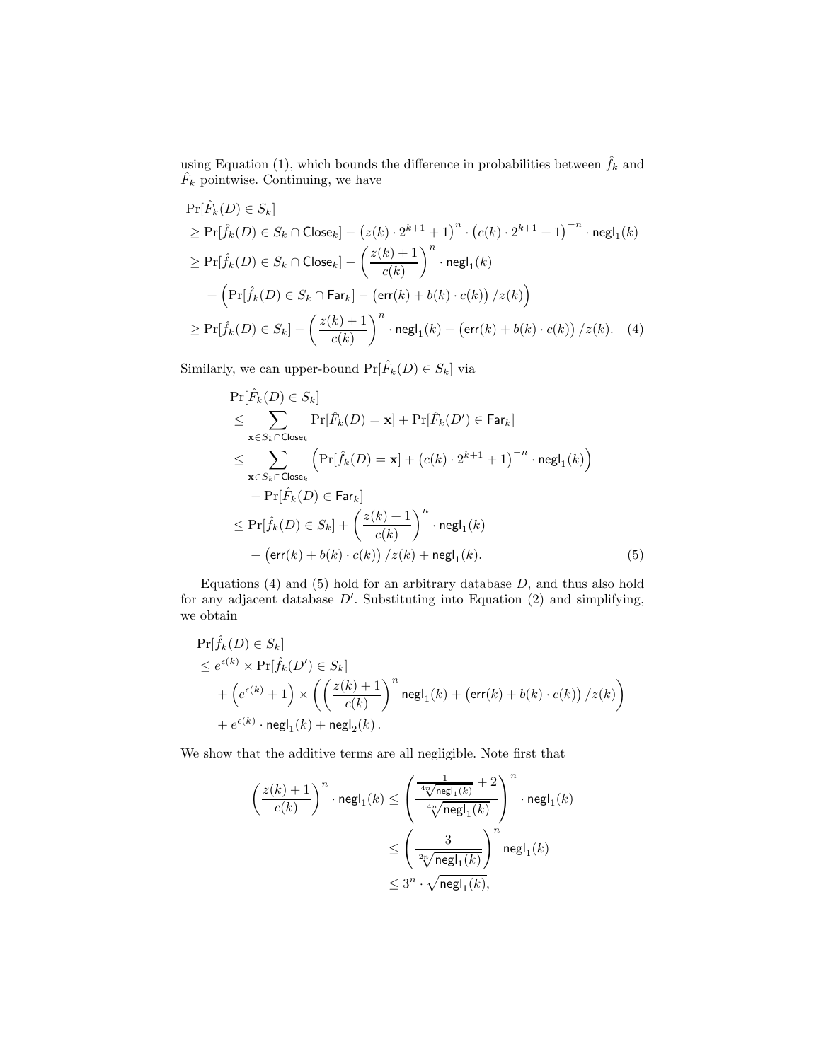using Equation (1), which bounds the difference in probabilities between $\hat{f}_k$ and $\hat{F}_k$ pointwise. Continuing, we have

$$
\begin{aligned}
&\Pr[\hat{F}_k(D) \in S_k] \\
&\geq \Pr[\hat{f}_k(D) \in S_k \cap \mathsf{Close}_k] - \left(z(k) \cdot 2^{k+1} + 1\right)^n \cdot \left(c(k) \cdot 2^{k+1} + 1\right)^{-n} \cdot \mathsf{negl}_1(k) \\
&\geq \Pr[\hat{f}_k(D) \in S_k \cap \mathsf{Close}_k] - \left(\frac{z(k)+1}{c(k)}\right)^n \cdot \mathsf{negl}_1(k) \\
&\quad + \Big(\Pr[\hat{f}_k(D) \in S_k \cap \mathsf{Far}_k] - \left(\mathsf{err}(k) + b(k) \cdot c(k)\right)/z(k)\Big) \\
&\geq \Pr[\hat{f}_k(D) \in S_k] - \left(\frac{z(k)+1}{c(k)}\right)^n \cdot \mathsf{negl}_1(k) - \left(\mathsf{err}(k) + b(k) \cdot c(k)\right)/z(k). \quad (4)
\end{aligned}
$$

Similarly, we can upper-bound $\Pr[\hat{F}_k(D) \in S_k]$ via

$$
\begin{aligned}
&\Pr[\hat{F}_k(D) \in S_k] \\
&\leq \sum_{\mathbf{x} \in S_k \cap \mathsf{Close}_k} \Pr[\hat{F}_k(D) = \mathbf{x}] + \Pr[\hat{F}_k(D') \in \mathsf{Far}_k] \\
&\leq \sum_{\mathbf{x} \in S_k \cap \mathsf{Close}_k} \Big(\Pr[\hat{f}_k(D) = \mathbf{x}] + \left(c(k) \cdot 2^{k+1} + 1\right)^{-n} \cdot \mathsf{negl}_1(k)\Big) \\
&\quad + \Pr[\hat{F}_k(D) \in \mathsf{Far}_k] \\
&\leq \Pr[\hat{f}_k(D) \in S_k] + \left(\frac{z(k)+1}{c(k)}\right)^n \cdot \mathsf{negl}_1(k) \\
&\quad + \left(\mathsf{err}(k) + b(k) \cdot c(k)\right)/z(k) + \mathsf{negl}_1(k). \quad (5)
\end{aligned}
$$

Equations (4) and (5) hold for an arbitrary database $D$, and thus also hold for any adjacent database $D'$. Substituting into Equation (2) and simplifying, we obtain

$$
\begin{aligned}
&\Pr[\hat{f}_k(D) \in S_k] \\
&\leq e^{\epsilon(k)} \times \Pr[\hat{f}_k(D') \in S_k] \\
&\quad + \left(e^{\epsilon(k)} + 1\right) \times \left(\left(\frac{z(k)+1}{c(k)}\right)^n \mathsf{negl}_1(k) + \left(\mathsf{err}(k) + b(k) \cdot c(k)\right)/z(k)\right) \\
&\quad + e^{\epsilon(k)} \cdot \mathsf{negl}_1(k) + \mathsf{negl}_2(k).
\end{aligned}
$$

We show that the additive terms are all negligible. Note first that

$$
\begin{aligned}
\left(\frac{z(k)+1}{c(k)}\right)^n \cdot \mathsf{negl}_1(k) &\leq \left(\frac{\frac{1}{\sqrt[4n]{\mathsf{negl}_1(k)}} + 2}{\sqrt[4n]{\mathsf{negl}_1(k)}}\right)^n \cdot \mathsf{negl}_1(k) \\
&\leq \left(\frac{3}{\sqrt[2n]{\mathsf{negl}_1(k)}}\right)^n \mathsf{negl}_1(k) \\
&\leq 3^n \cdot \sqrt{\mathsf{negl}_1(k)},
\end{aligned}
$$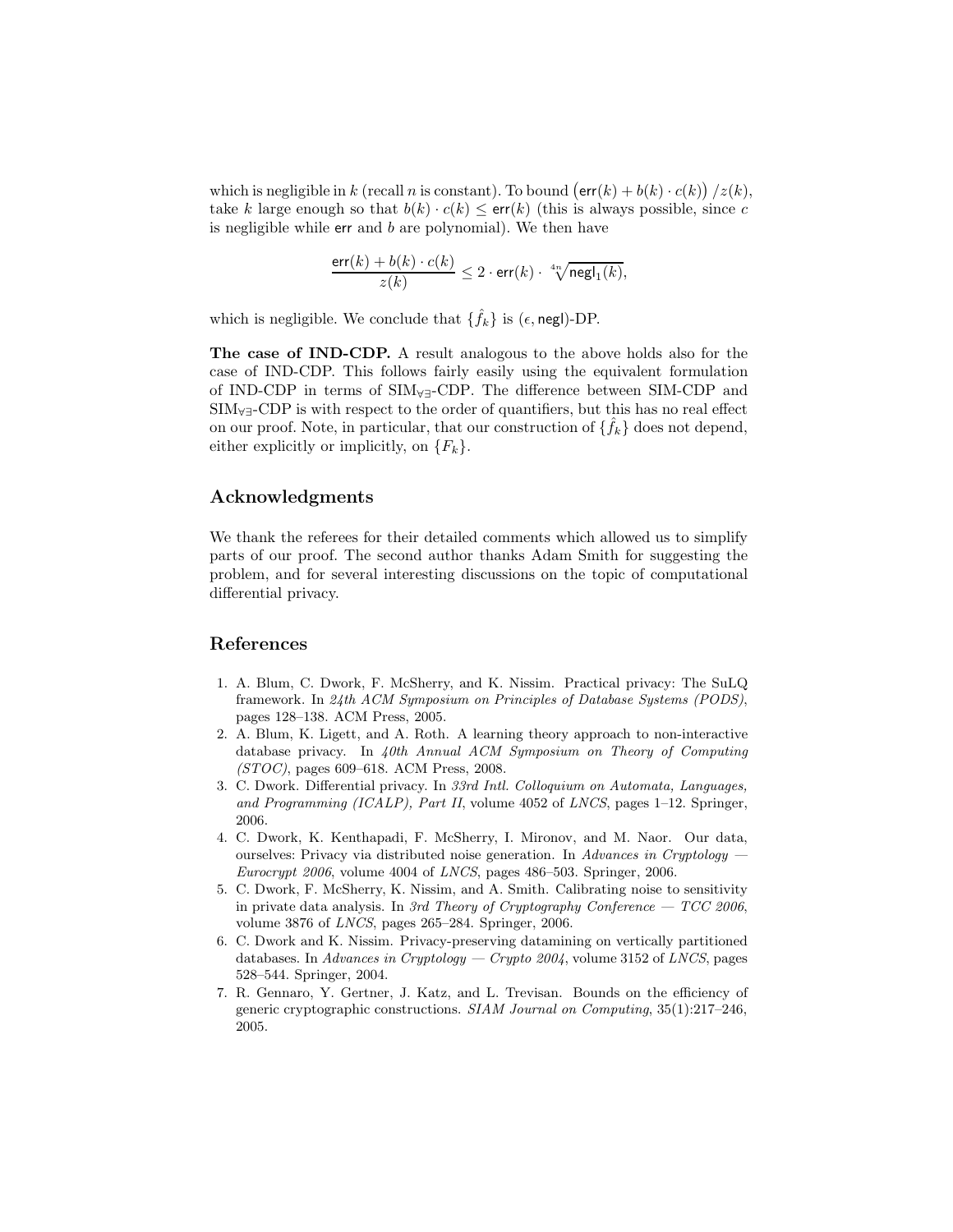which is negligible in $k$ (recall $n$ is constant). To bound $\left(\mathsf{err}(k) + b(k) \cdot c(k)\right) / z(k)$, take $k$ large enough so that $b(k) \cdot c(k) \leq \mathsf{err}(k)$ (this is always possible, since $c$ is negligible while $\mathsf{err}$ and $b$ are polynomial). We then have

$$\frac{\mathsf{err}(k) + b(k) \cdot c(k)}{z(k)} \leq 2 \cdot \mathsf{err}(k) \cdot \sqrt[4n]{\mathsf{negl}_1(k)},$$

which is negligible. We conclude that $\{\hat{f}_k\}$ is $(\epsilon, \mathsf{negl})$-DP.

**The case of IND-CDP.** A result analogous to the above holds also for the case of IND-CDP. This follows fairly easily using the equivalent formulation of IND-CDP in terms of $\text{SIM}_{\forall\exists}$-CDP. The difference between SIM-CDP and $\text{SIM}_{\forall\exists}$-CDP is with respect to the order of quantifiers, but this has no real effect on our proof. Note, in particular, that our construction of $\{\hat{f}_k\}$ does not depend, either explicitly or implicitly, on $\{F_k\}$.

## Acknowledgments

We thank the referees for their detailed comments which allowed us to simplify parts of our proof. The second author thanks Adam Smith for suggesting the problem, and for several interesting discussions on the topic of computational differential privacy.

## References

1. A. Blum, C. Dwork, F. McSherry, and K. Nissim. Practical privacy: The SuLQ framework. In *24th ACM Symposium on Principles of Database Systems (PODS)*, pages 128–138. ACM Press, 2005.
2. A. Blum, K. Ligett, and A. Roth. A learning theory approach to non-interactive database privacy. In *40th Annual ACM Symposium on Theory of Computing (STOC)*, pages 609–618. ACM Press, 2008.
3. C. Dwork. Differential privacy. In *33rd Intl. Colloquium on Automata, Languages, and Programming (ICALP), Part II*, volume 4052 of *LNCS*, pages 1–12. Springer, 2006.
4. C. Dwork, K. Kenthapadi, F. McSherry, I. Mironov, and M. Naor. Our data, ourselves: Privacy via distributed noise generation. In *Advances in Cryptology — Eurocrypt 2006*, volume 4004 of *LNCS*, pages 486–503. Springer, 2006.
5. C. Dwork, F. McSherry, K. Nissim, and A. Smith. Calibrating noise to sensitivity in private data analysis. In *3rd Theory of Cryptography Conference — TCC 2006*, volume 3876 of *LNCS*, pages 265–284. Springer, 2006.
6. C. Dwork and K. Nissim. Privacy-preserving datamining on vertically partitioned databases. In *Advances in Cryptology — Crypto 2004*, volume 3152 of *LNCS*, pages 528–544. Springer, 2004.
7. R. Gennaro, Y. Gertner, J. Katz, and L. Trevisan. Bounds on the efficiency of generic cryptographic constructions. *SIAM Journal on Computing*, 35(1):217–246, 2005.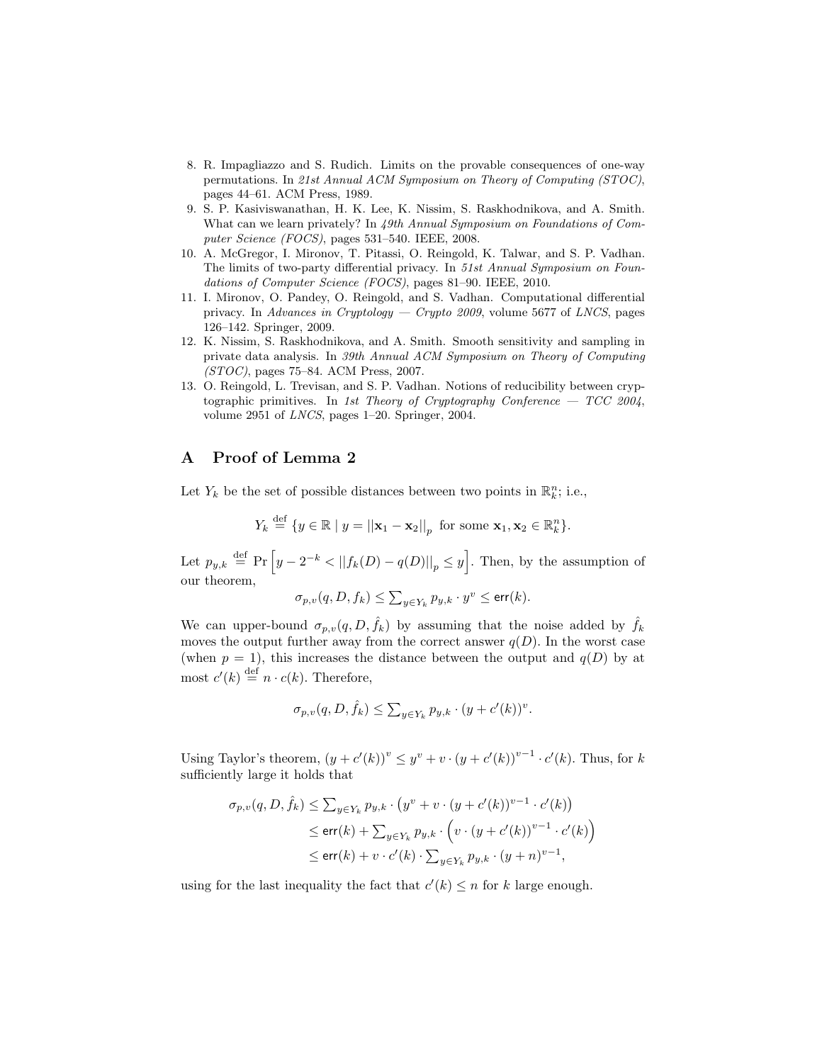8. R. Impagliazzo and S. Rudich. Limits on the provable consequences of one-way permutations. In *21st Annual ACM Symposium on Theory of Computing (STOC)*, pages 44–61. ACM Press, 1989.
9. S. P. Kasiviswanathan, H. K. Lee, K. Nissim, S. Raskhodnikova, and A. Smith. What can we learn privately? In *49th Annual Symposium on Foundations of Computer Science (FOCS)*, pages 531–540. IEEE, 2008.
10. A. McGregor, I. Mironov, T. Pitassi, O. Reingold, K. Talwar, and S. P. Vadhan. The limits of two-party differential privacy. In *51st Annual Symposium on Foundations of Computer Science (FOCS)*, pages 81–90. IEEE, 2010.
11. I. Mironov, O. Pandey, O. Reingold, and S. Vadhan. Computational differential privacy. In *Advances in Cryptology — Crypto 2009*, volume 5677 of *LNCS*, pages 126–142. Springer, 2009.
12. K. Nissim, S. Raskhodnikova, and A. Smith. Smooth sensitivity and sampling in private data analysis. In *39th Annual ACM Symposium on Theory of Computing (STOC)*, pages 75–84. ACM Press, 2007.
13. O. Reingold, L. Trevisan, and S. P. Vadhan. Notions of reducibility between cryptographic primitives. In *1st Theory of Cryptography Conference — TCC 2004*, volume 2951 of *LNCS*, pages 1–20. Springer, 2004.

# A Proof of Lemma 2

Let $Y_k$ be the set of possible distances between two points in $\mathbb{R}_k^n$; i.e.,

$$Y_k \stackrel{\text{def}}{=} \{y \in \mathbb{R} \mid y = ||\mathbf{x}_1 - \mathbf{x}_2||_p \text{ for some } \mathbf{x}_1, \mathbf{x}_2 \in \mathbb{R}_k^n\}.$$

Let $p_{y,k} \stackrel{\text{def}}{=} \Pr\left[y - 2^{-k} < ||f_k(D) - q(D)||_p \leq y\right]$. Then, by the assumption of our theorem,

$$\sigma_{p,v}(q, D, f_k) \leq \sum_{y \in Y_k} p_{y,k} \cdot y^v \leq \mathsf{err}(k).$$

We can upper-bound $\sigma_{p,v}(q, D, \hat{f}_k)$ by assuming that the noise added by $\hat{f}_k$ moves the output further away from the correct answer $q(D)$. In the worst case (when $p = 1$), this increases the distance between the output and $q(D)$ by at most $c'(k) \stackrel{\text{def}}{=} n \cdot c(k)$. Therefore,

$$\sigma_{p,v}(q, D, \hat{f}_k) \leq \sum_{y \in Y_k} p_{y,k} \cdot (y + c'(k))^v.$$

Using Taylor's theorem, $(y + c'(k))^v \leq y^v + v \cdot (y + c'(k))^{v-1} \cdot c'(k)$. Thus, for $k$ sufficiently large it holds that

$$\begin{aligned}
\sigma_{p,v}(q, D, \hat{f}_k) &\leq \sum_{y \in Y_k} p_{y,k} \cdot \left(y^v + v \cdot (y + c'(k))^{v-1} \cdot c'(k)\right) \\
&\leq \mathsf{err}(k) + \sum_{y \in Y_k} p_{y,k} \cdot \left(v \cdot (y + c'(k))^{v-1} \cdot c'(k)\right) \\
&\leq \mathsf{err}(k) + v \cdot c'(k) \cdot \sum_{y \in Y_k} p_{y,k} \cdot (y + n)^{v-1},
\end{aligned}$$

using for the last inequality the fact that $c'(k) \leq n$ for $k$ large enough.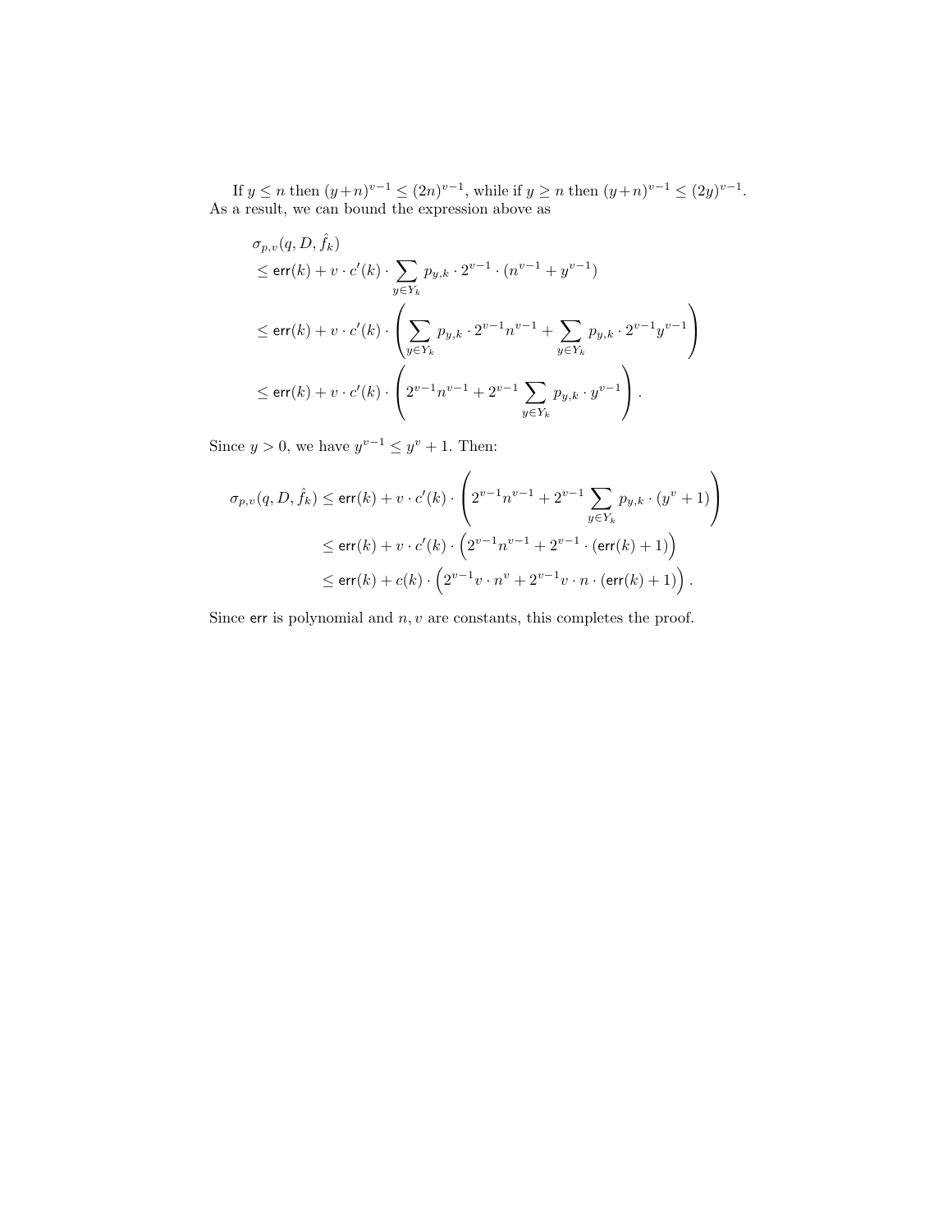If $y \leq n$ then $(y+n)^{v-1} \leq (2n)^{v-1}$, while if $y \geq n$ then $(y+n)^{v-1} \leq (2y)^{v-1}$. As a result, we can bound the expression above as

$$
\begin{aligned}
&\sigma_{p,v}(q, D, \hat{f}_k) \\
&\leq \mathsf{err}(k) + v \cdot c'(k) \cdot \sum_{y \in Y_k} p_{y,k} \cdot 2^{v-1} \cdot (n^{v-1} + y^{v-1}) \\
&\leq \mathsf{err}(k) + v \cdot c'(k) \cdot \left( \sum_{y \in Y_k} p_{y,k} \cdot 2^{v-1} n^{v-1} + \sum_{y \in Y_k} p_{y,k} \cdot 2^{v-1} y^{v-1} \right) \\
&\leq \mathsf{err}(k) + v \cdot c'(k) \cdot \left( 2^{v-1} n^{v-1} + 2^{v-1} \sum_{y \in Y_k} p_{y,k} \cdot y^{v-1} \right).
\end{aligned}
$$

Since $y > 0$, we have $y^{v-1} \leq y^v + 1$. Then:

$$
\begin{aligned}
\sigma_{p,v}(q, D, \hat{f}_k) &\leq \mathsf{err}(k) + v \cdot c'(k) \cdot \left( 2^{v-1} n^{v-1} + 2^{v-1} \sum_{y \in Y_k} p_{y,k} \cdot (y^v + 1) \right) \\
&\leq \mathsf{err}(k) + v \cdot c'(k) \cdot \left( 2^{v-1} n^{v-1} + 2^{v-1} \cdot (\mathsf{err}(k) + 1) \right) \\
&\leq \mathsf{err}(k) + c(k) \cdot \left( 2^{v-1} v \cdot n^v + 2^{v-1} v \cdot n \cdot (\mathsf{err}(k) + 1) \right).
\end{aligned}
$$

Since $\mathsf{err}$ is polynomial and $n, v$ are constants, this completes the proof.